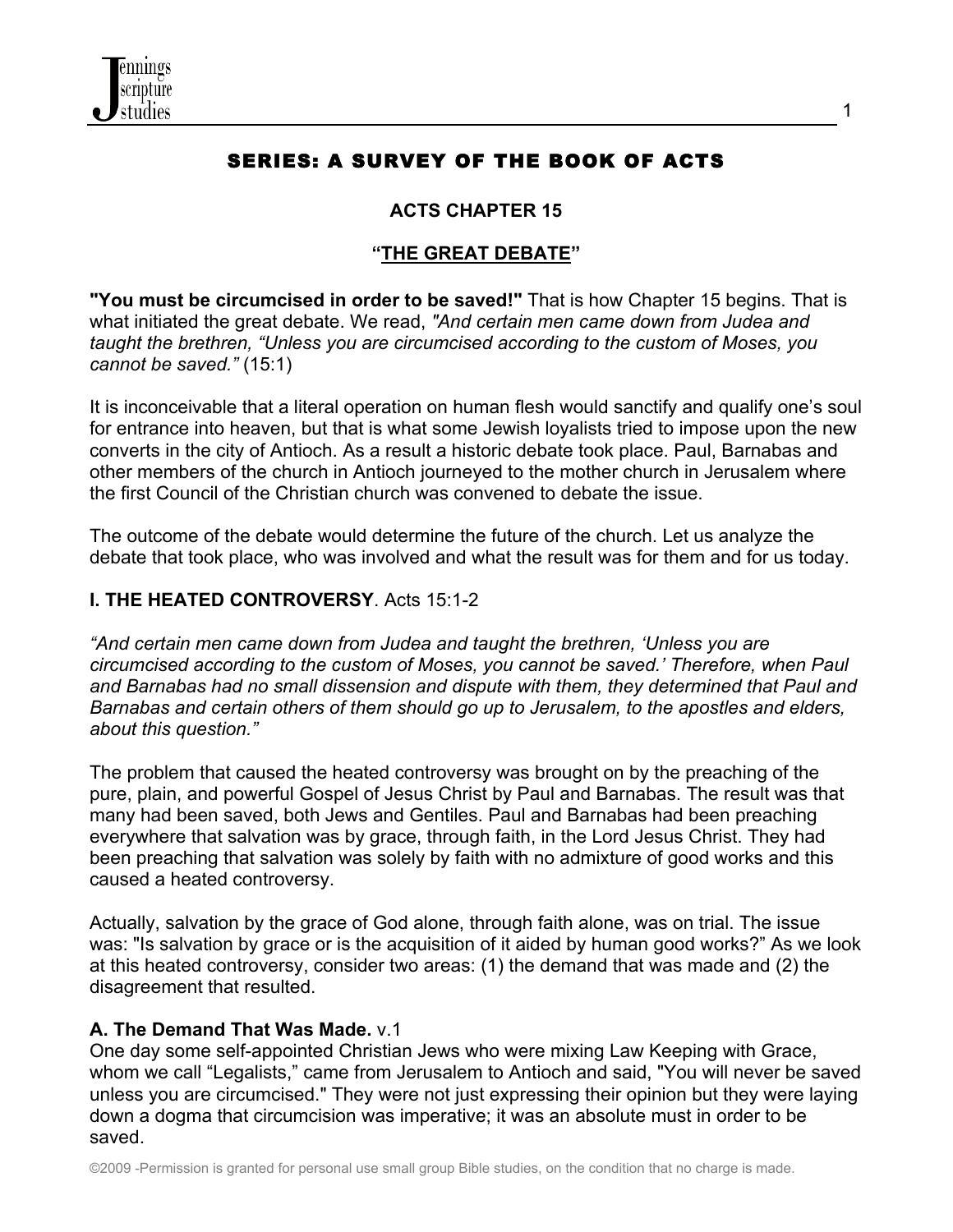# SERIES: A SURVEY OF THE BOOK OF ACTS

## ACTS CHAPTER 15

## "THE GREAT DEBATE"

**"You must be circumcised in order to be saved!"** That is how Chapter 15 begins. That is what initiated the great debate. We read, *"And certain men came down from Judea and taught the brethren, "Unless you are circumcised according to the custom of Moses, you cannot be saved."* (15:1)

It is inconceivable that a literal operation on human flesh would sanctify and qualify one's soul for entrance into heaven, but that is what some Jewish loyalists tried to impose upon the new converts in the city of Antioch. As a result a historic debate took place. Paul, Barnabas and other members of the church in Antioch journeyed to the mother church in Jerusalem where the first Council of the Christian church was convened to debate the issue.

The outcome of the debate would determine the future of the church. Let us analyze the debate that took place, who was involved and what the result was for them and for us today.

### I. THE HEATED CONTROVERSY. Acts 15:1-2

*"And certain men came down from Judea and taught the brethren, 'Unless you are circumcised according to the custom of Moses, you cannot be saved.' Therefore, when Paul and Barnabas had no small dissension and dispute with them, they determined that Paul and Barnabas and certain others of them should go up to Jerusalem, to the apostles and elders, about this question."*

The problem that caused the heated controversy was brought on by the preaching of the pure, plain, and powerful Gospel of Jesus Christ by Paul and Barnabas. The result was that many had been saved, both Jews and Gentiles. Paul and Barnabas had been preaching everywhere that salvation was by grace, through faith, in the Lord Jesus Christ. They had been preaching that salvation was solely by faith with no admixture of good works and this caused a heated controversy.

Actually, salvation by the grace of God alone, through faith alone, was on trial. The issue was: "Is salvation by grace or is the acquisition of it aided by human good works?" As we look at this heated controversy, consider two areas: (1) the demand that was made and (2) the disagreement that resulted.

**A. The Demand That Was Made.** v.1
One day some self-appointed Christian Jews who were mixing Law Keeping with Grace, whom we call "Legalists," came from Jerusalem to Antioch and said, "You will never be saved unless you are circumcised." They were not just expressing their opinion but they were laying down a dogma that circumcision was imperative; it was an absolute must in order to be saved.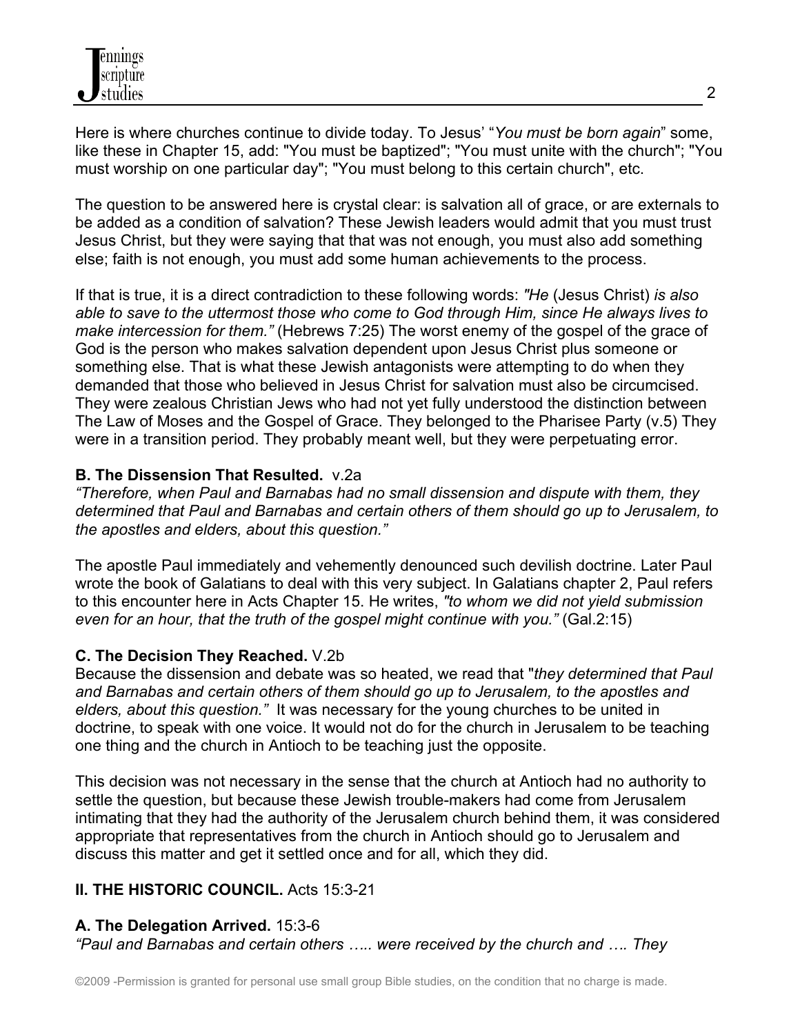Here is where churches continue to divide today. To Jesus' "*You must be born again*" some, like these in Chapter 15, add: "You must be baptized"; "You must unite with the church"; "You must worship on one particular day"; "You must belong to this certain church", etc.

The question to be answered here is crystal clear: is salvation all of grace, or are externals to be added as a condition of salvation? These Jewish leaders would admit that you must trust Jesus Christ, but they were saying that that was not enough, you must also add something else; faith is not enough, you must add some human achievements to the process.

If that is true, it is a direct contradiction to these following words: *"He* (Jesus Christ) *is also able to save to the uttermost those who come to God through Him, since He always lives to make intercession for them."* (Hebrews 7:25) The worst enemy of the gospel of the grace of God is the person who makes salvation dependent upon Jesus Christ plus someone or something else. That is what these Jewish antagonists were attempting to do when they demanded that those who believed in Jesus Christ for salvation must also be circumcised. They were zealous Christian Jews who had not yet fully understood the distinction between The Law of Moses and the Gospel of Grace. They belonged to the Pharisee Party (v.5) They were in a transition period. They probably meant well, but they were perpetuating error.

**B. The Dissension That Resulted.** v.2a

*"Therefore, when Paul and Barnabas had no small dissension and dispute with them, they determined that Paul and Barnabas and certain others of them should go up to Jerusalem, to the apostles and elders, about this question."*

The apostle Paul immediately and vehemently denounced such devilish doctrine. Later Paul wrote the book of Galatians to deal with this very subject. In Galatians chapter 2, Paul refers to this encounter here in Acts Chapter 15. He writes, *"to whom we did not yield submission even for an hour, that the truth of the gospel might continue with you."* (Gal.2:15)

**C. The Decision They Reached.** V.2b

Because the dissension and debate was so heated, we read that "*they determined that Paul and Barnabas and certain others of them should go up to Jerusalem, to the apostles and elders, about this question."* It was necessary for the young churches to be united in doctrine, to speak with one voice. It would not do for the church in Jerusalem to be teaching one thing and the church in Antioch to be teaching just the opposite.

This decision was not necessary in the sense that the church at Antioch had no authority to settle the question, but because these Jewish trouble-makers had come from Jerusalem intimating that they had the authority of the Jerusalem church behind them, it was considered appropriate that representatives from the church in Antioch should go to Jerusalem and discuss this matter and get it settled once and for all, which they did.

**II. THE HISTORIC COUNCIL.** Acts 15:3-21

**A. The Delegation Arrived.** 15:3-6

*"Paul and Barnabas and certain others ….. were received by the church and …. They*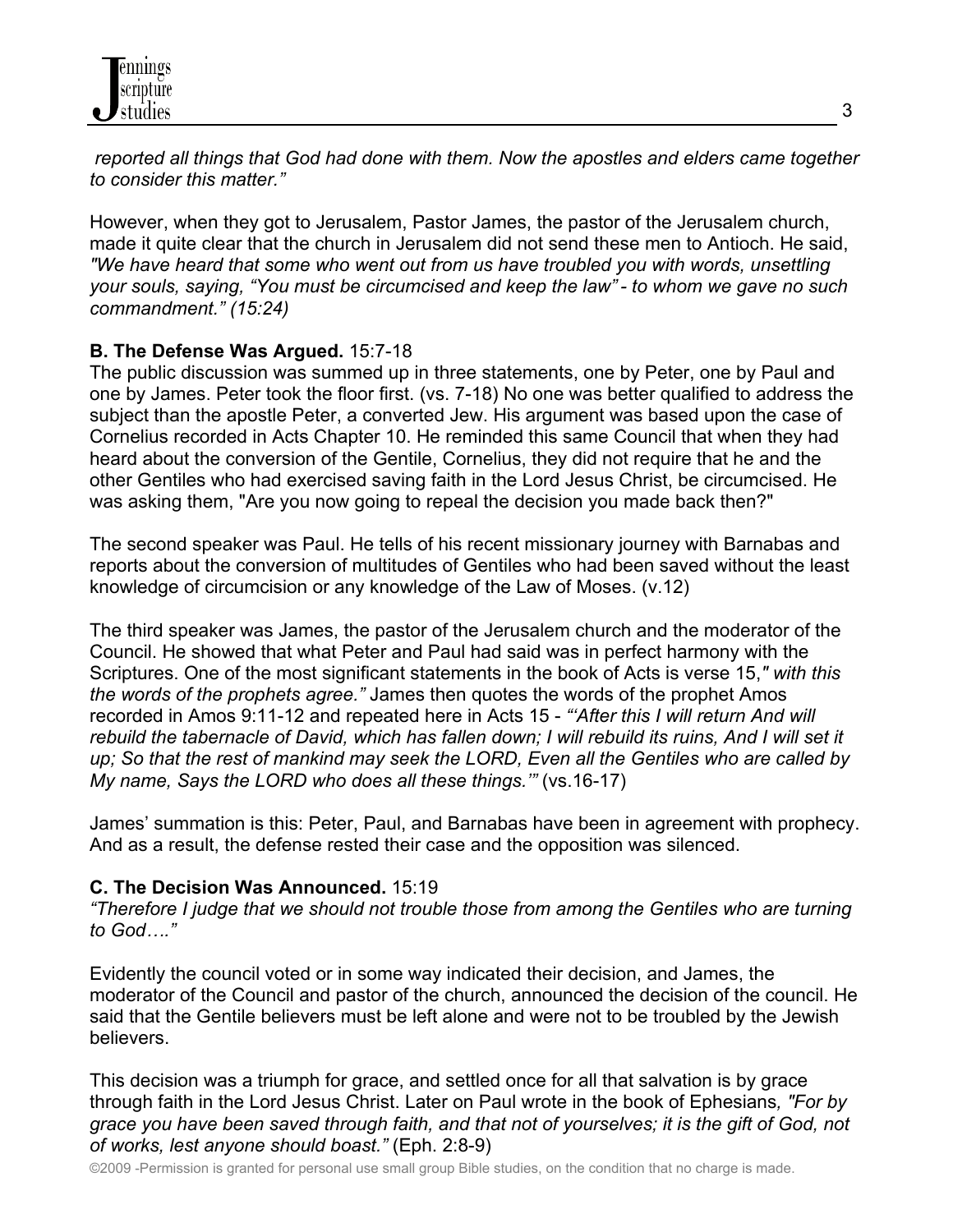*reported all things that God had done with them. Now the apostles and elders came together to consider this matter."*

However, when they got to Jerusalem, Pastor James, the pastor of the Jerusalem church, made it quite clear that the church in Jerusalem did not send these men to Antioch. He said, *"We have heard that some who went out from us have troubled you with words, unsettling your souls, saying, "You must be circumcised and keep the law" - to whom we gave no such commandment." (15:24)*

**B. The Defense Was Argued.** 15:7-18
The public discussion was summed up in three statements, one by Peter, one by Paul and one by James. Peter took the floor first. (vs. 7-18) No one was better qualified to address the subject than the apostle Peter, a converted Jew. His argument was based upon the case of Cornelius recorded in Acts Chapter 10. He reminded this same Council that when they had heard about the conversion of the Gentile, Cornelius, they did not require that he and the other Gentiles who had exercised saving faith in the Lord Jesus Christ, be circumcised. He was asking them, "Are you now going to repeal the decision you made back then?"

The second speaker was Paul. He tells of his recent missionary journey with Barnabas and reports about the conversion of multitudes of Gentiles who had been saved without the least knowledge of circumcision or any knowledge of the Law of Moses. (v.12)

The third speaker was James, the pastor of the Jerusalem church and the moderator of the Council. He showed that what Peter and Paul had said was in perfect harmony with the Scriptures. One of the most significant statements in the book of Acts is verse 15,*" with this the words of the prophets agree."* James then quotes the words of the prophet Amos recorded in Amos 9:11-12 and repeated here in Acts 15 - *"'After this I will return And will rebuild the tabernacle of David, which has fallen down; I will rebuild its ruins, And I will set it up; So that the rest of mankind may seek the LORD, Even all the Gentiles who are called by My name, Says the LORD who does all these things.'"* (vs.16-17)

James' summation is this: Peter, Paul, and Barnabas have been in agreement with prophecy. And as a result, the defense rested their case and the opposition was silenced.

**C. The Decision Was Announced.** 15:19
*"Therefore I judge that we should not trouble those from among the Gentiles who are turning to God…."*

Evidently the council voted or in some way indicated their decision, and James, the moderator of the Council and pastor of the church, announced the decision of the council. He said that the Gentile believers must be left alone and were not to be troubled by the Jewish believers.

This decision was a triumph for grace, and settled once for all that salvation is by grace through faith in the Lord Jesus Christ. Later on Paul wrote in the book of Ephesians*, "For by grace you have been saved through faith, and that not of yourselves; it is the gift of God, not of works, lest anyone should boast."* (Eph. 2:8-9)

©2009 -Permission is granted for personal use small group Bible studies, on the condition that no charge is made.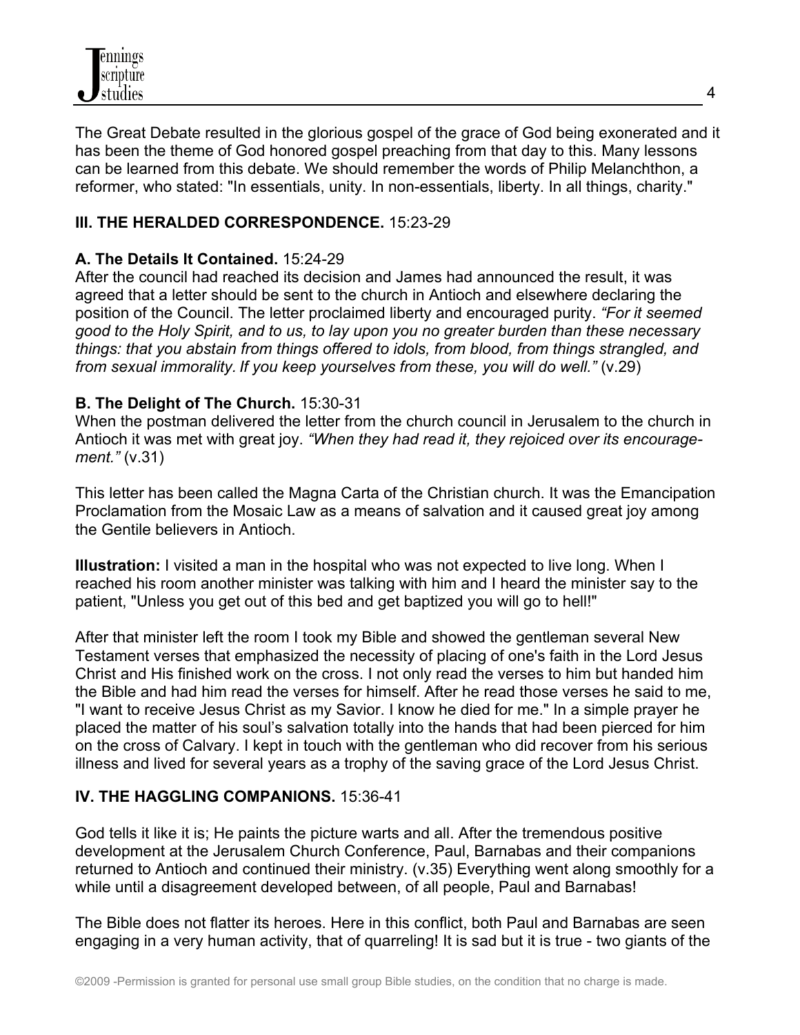The Great Debate resulted in the glorious gospel of the grace of God being exonerated and it has been the theme of God honored gospel preaching from that day to this. Many lessons can be learned from this debate. We should remember the words of Philip Melanchthon, a reformer, who stated: "In essentials, unity. In non-essentials, liberty. In all things, charity."

## III. THE HERALDED CORRESPONDENCE. 15:23-29

### A. The Details It Contained. 15:24-29

After the council had reached its decision and James had announced the result, it was agreed that a letter should be sent to the church in Antioch and elsewhere declaring the position of the Council. The letter proclaimed liberty and encouraged purity. *"For it seemed good to the Holy Spirit, and to us, to lay upon you no greater burden than these necessary things: that you abstain from things offered to idols, from blood, from things strangled, and from sexual immorality. If you keep yourselves from these, you will do well."* (v.29)

### B. The Delight of The Church. 15:30-31

When the postman delivered the letter from the church council in Jerusalem to the church in Antioch it was met with great joy. *"When they had read it, they rejoiced over its encouragement."* (v.31)

This letter has been called the Magna Carta of the Christian church. It was the Emancipation Proclamation from the Mosaic Law as a means of salvation and it caused great joy among the Gentile believers in Antioch.

**Illustration:** I visited a man in the hospital who was not expected to live long. When I reached his room another minister was talking with him and I heard the minister say to the patient, "Unless you get out of this bed and get baptized you will go to hell!"

After that minister left the room I took my Bible and showed the gentleman several New Testament verses that emphasized the necessity of placing of one's faith in the Lord Jesus Christ and His finished work on the cross. I not only read the verses to him but handed him the Bible and had him read the verses for himself. After he read those verses he said to me, "I want to receive Jesus Christ as my Savior. I know he died for me." In a simple prayer he placed the matter of his soul's salvation totally into the hands that had been pierced for him on the cross of Calvary. I kept in touch with the gentleman who did recover from his serious illness and lived for several years as a trophy of the saving grace of the Lord Jesus Christ.

## IV. THE HAGGLING COMPANIONS. 15:36-41

God tells it like it is; He paints the picture warts and all. After the tremendous positive development at the Jerusalem Church Conference, Paul, Barnabas and their companions returned to Antioch and continued their ministry. (v.35) Everything went along smoothly for a while until a disagreement developed between, of all people, Paul and Barnabas!

The Bible does not flatter its heroes. Here in this conflict, both Paul and Barnabas are seen engaging in a very human activity, that of quarreling! It is sad but it is true - two giants of the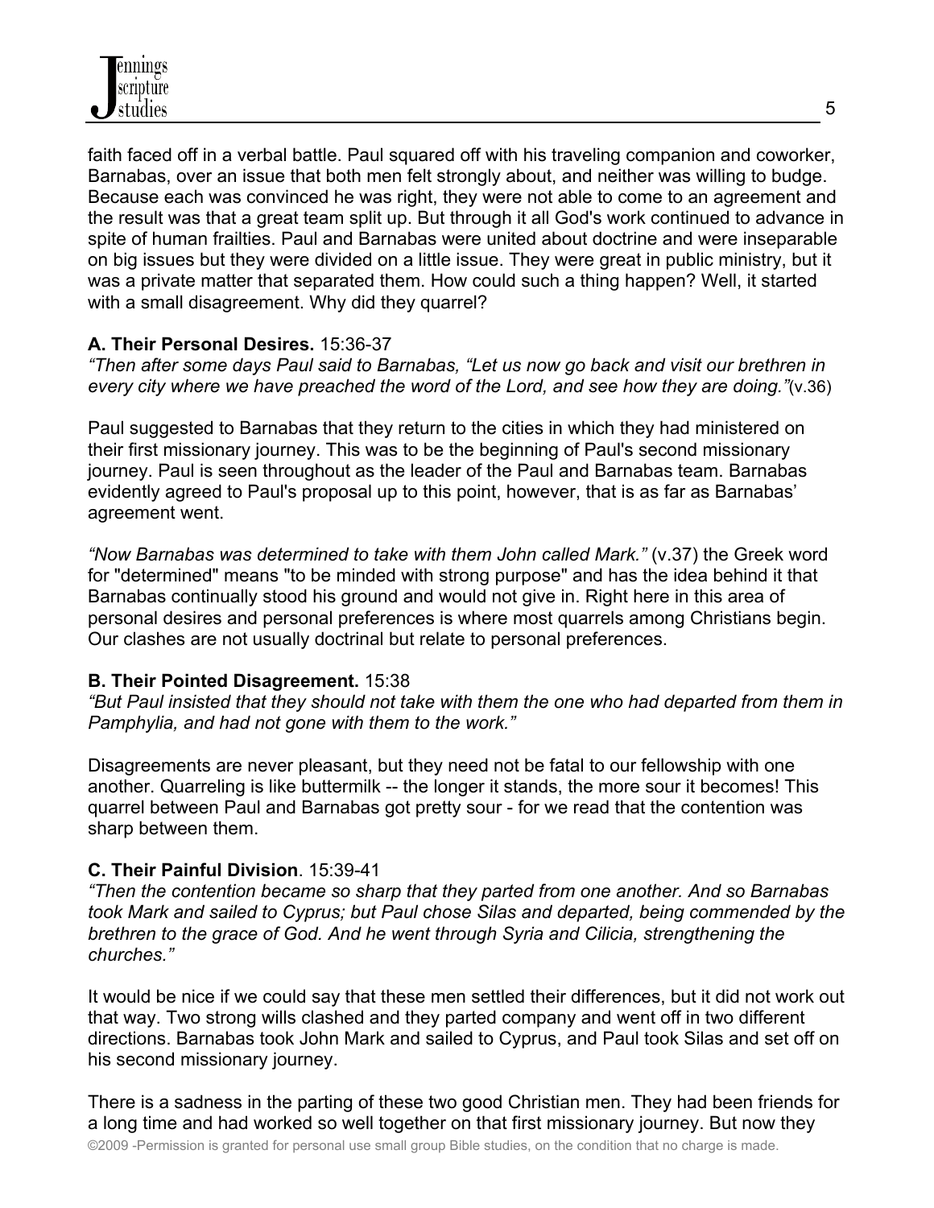faith faced off in a verbal battle. Paul squared off with his traveling companion and coworker, Barnabas, over an issue that both men felt strongly about, and neither was willing to budge. Because each was convinced he was right, they were not able to come to an agreement and the result was that a great team split up. But through it all God's work continued to advance in spite of human frailties. Paul and Barnabas were united about doctrine and were inseparable on big issues but they were divided on a little issue. They were great in public ministry, but it was a private matter that separated them. How could such a thing happen? Well, it started with a small disagreement. Why did they quarrel?

**A. Their Personal Desires.** 15:36-37

*"Then after some days Paul said to Barnabas, "Let us now go back and visit our brethren in every city where we have preached the word of the Lord, and see how they are doing."*(v.36)

Paul suggested to Barnabas that they return to the cities in which they had ministered on their first missionary journey. This was to be the beginning of Paul's second missionary journey. Paul is seen throughout as the leader of the Paul and Barnabas team. Barnabas evidently agreed to Paul's proposal up to this point, however, that is as far as Barnabas' agreement went.

*"Now Barnabas was determined to take with them John called Mark."* (v.37) the Greek word for "determined" means "to be minded with strong purpose" and has the idea behind it that Barnabas continually stood his ground and would not give in. Right here in this area of personal desires and personal preferences is where most quarrels among Christians begin. Our clashes are not usually doctrinal but relate to personal preferences.

**B. Their Pointed Disagreement.** 15:38

*"But Paul insisted that they should not take with them the one who had departed from them in Pamphylia, and had not gone with them to the work."*

Disagreements are never pleasant, but they need not be fatal to our fellowship with one another. Quarreling is like buttermilk -- the longer it stands, the more sour it becomes! This quarrel between Paul and Barnabas got pretty sour - for we read that the contention was sharp between them.

**C. Their Painful Division**. 15:39-41

*"Then the contention became so sharp that they parted from one another. And so Barnabas took Mark and sailed to Cyprus; but Paul chose Silas and departed, being commended by the brethren to the grace of God. And he went through Syria and Cilicia, strengthening the churches."*

It would be nice if we could say that these men settled their differences, but it did not work out that way. Two strong wills clashed and they parted company and went off in two different directions. Barnabas took John Mark and sailed to Cyprus, and Paul took Silas and set off on his second missionary journey.

There is a sadness in the parting of these two good Christian men. They had been friends for a long time and had worked so well together on that first missionary journey. But now they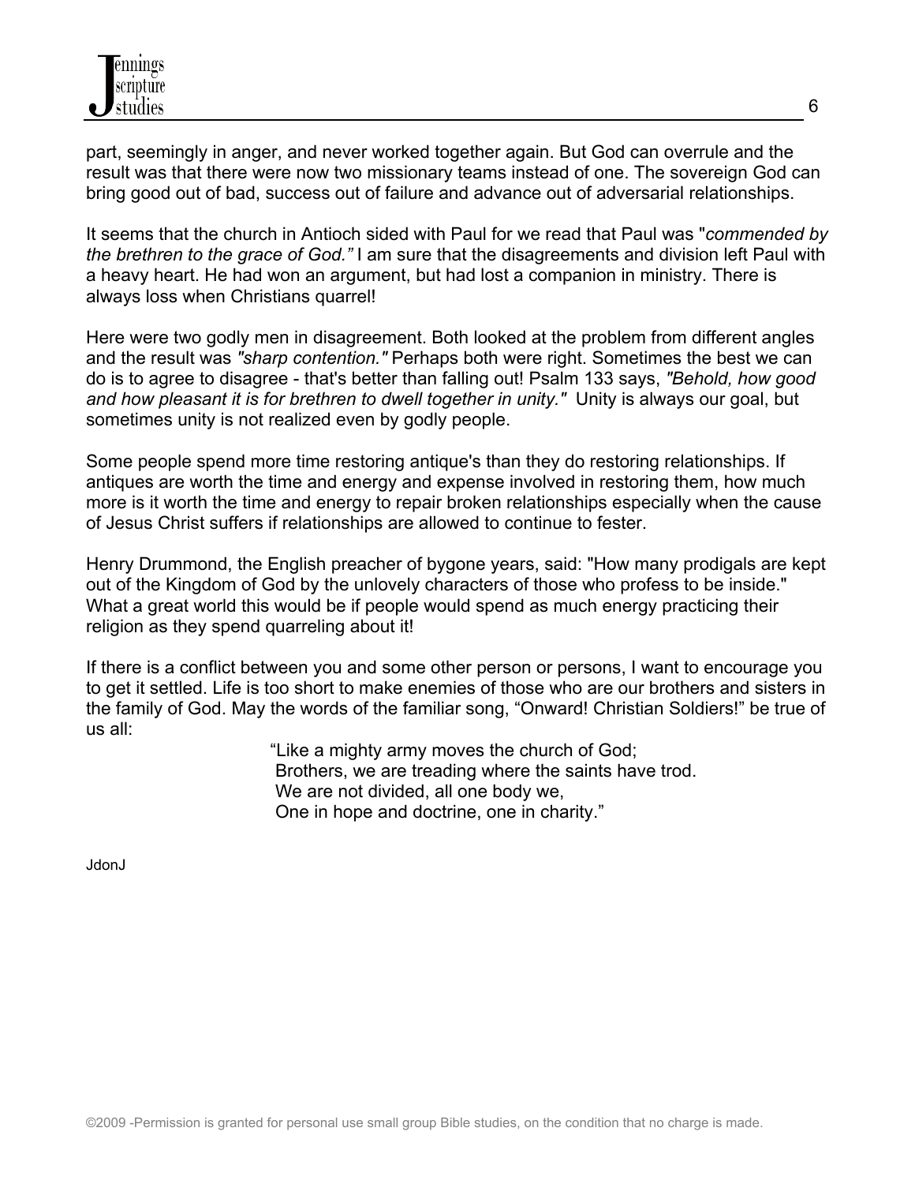part, seemingly in anger, and never worked together again. But God can overrule and the result was that there were now two missionary teams instead of one. The sovereign God can bring good out of bad, success out of failure and advance out of adversarial relationships.

It seems that the church in Antioch sided with Paul for we read that Paul was "*commended by the brethren to the grace of God."* I am sure that the disagreements and division left Paul with a heavy heart. He had won an argument, but had lost a companion in ministry. There is always loss when Christians quarrel!

Here were two godly men in disagreement. Both looked at the problem from different angles and the result was *"sharp contention."* Perhaps both were right. Sometimes the best we can do is to agree to disagree - that's better than falling out! Psalm 133 says, *"Behold, how good and how pleasant it is for brethren to dwell together in unity."* Unity is always our goal, but sometimes unity is not realized even by godly people.

Some people spend more time restoring antique's than they do restoring relationships. If antiques are worth the time and energy and expense involved in restoring them, how much more is it worth the time and energy to repair broken relationships especially when the cause of Jesus Christ suffers if relationships are allowed to continue to fester.

Henry Drummond, the English preacher of bygone years, said: "How many prodigals are kept out of the Kingdom of God by the unlovely characters of those who profess to be inside." What a great world this would be if people would spend as much energy practicing their religion as they spend quarreling about it!

If there is a conflict between you and some other person or persons, I want to encourage you to get it settled. Life is too short to make enemies of those who are our brothers and sisters in the family of God. May the words of the familiar song, "Onward! Christian Soldiers!" be true of us all:

> "Like a mighty army moves the church of God;
> Brothers, we are treading where the saints have trod.
> We are not divided, all one body we,
> One in hope and doctrine, one in charity."

JdonJ

©2009 -Permission is granted for personal use small group Bible studies, on the condition that no charge is made.